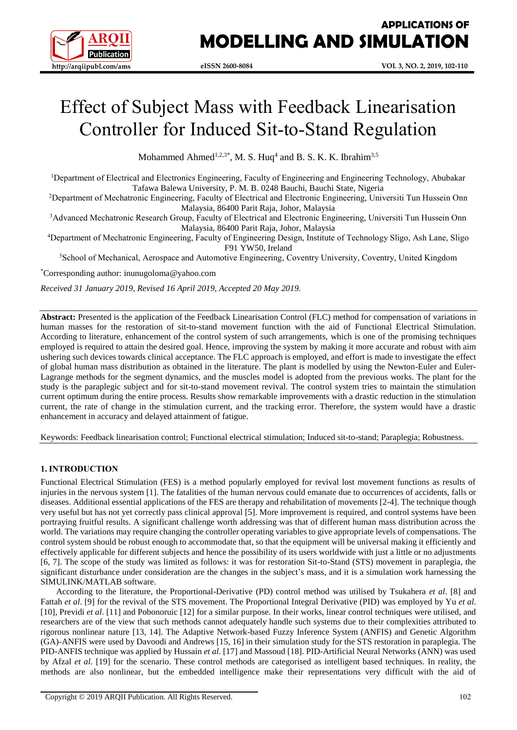# Effect of Subject Mass with Feedback Linearisation Controller for Induced Sit-to-Stand Regulation

Mohammed Ahmed[1,2,3*], M. S. Huq[4] and B. S. K. K. Ibrahim[3,5]

[1]Department of Electrical and Electronics Engineering, Faculty of Engineering and Engineering Technology, Abubakar Tafawa Balewa University, P. M. B. 0248 Bauchi, Bauchi State, Nigeria

[2]Department of Mechatronic Engineering, Faculty of Electrical and Electronic Engineering, Universiti Tun Hussein Onn Malaysia, 86400 Parit Raja, Johor, Malaysia

[3]Advanced Mechatronic Research Group, Faculty of Electrical and Electronic Engineering, Universiti Tun Hussein Onn Malaysia, 86400 Parit Raja, Johor, Malaysia

[4]Department of Mechatronic Engineering, Faculty of Engineering Design, Institute of Technology Sligo, Ash Lane, Sligo F91 YW50, Ireland

[5]School of Mechanical, Aerospace and Automotive Engineering, Coventry University, Coventry, United Kingdom

[*]Corresponding author: inunugoloma@yahoo.com

*Received 31 January 2019, Revised 16 April 2019, Accepted 20 May 2019.*

**Abstract:** Presented is the application of the Feedback Linearisation Control (FLC) method for compensation of variations in human masses for the restoration of sit-to-stand movement function with the aid of Functional Electrical Stimulation. According to literature, enhancement of the control system of such arrangements, which is one of the promising techniques employed is required to attain the desired goal. Hence, improving the system by making it more accurate and robust with aim ushering such devices towards clinical acceptance. The FLC approach is employed, and effort is made to investigate the effect of global human mass distribution as obtained in the literature. The plant is modelled by using the Newton-Euler and Euler-Lagrange methods for the segment dynamics, and the muscles model is adopted from the previous works. The plant for the study is the paraplegic subject and for sit-to-stand movement revival. The control system tries to maintain the stimulation current optimum during the entire process. Results show remarkable improvements with a drastic reduction in the stimulation current, the rate of change in the stimulation current, and the tracking error. Therefore, the system would have a drastic enhancement in accuracy and delayed attainment of fatigue.

Keywords: Feedback linearisation control; Functional electrical stimulation; Induced sit-to-stand; Paraplegia; Robustness.

## 1. INTRODUCTION

Functional Electrical Stimulation (FES) is a method popularly employed for revival lost movement functions as results of injuries in the nervous system [1]. The fatalities of the human nervous could emanate due to occurrences of accidents, falls or diseases. Additional essential applications of the FES are therapy and rehabilitation of movements [2-4]. The technique though very useful but has not yet correctly pass clinical approval [5]. More improvement is required, and control systems have been portraying fruitful results. A significant challenge worth addressing was that of different human mass distribution across the world. The variations may require changing the controller operating variables to give appropriate levels of compensations. The control system should be robust enough to accommodate that, so that the equipment will be universal making it efficiently and effectively applicable for different subjects and hence the possibility of its users worldwide with just a little or no adjustments [6, 7]. The scope of the study was limited as follows: it was for restoration Sit-to-Stand (STS) movement in paraplegia, the significant disturbance under consideration are the changes in the subject's mass, and it is a simulation work harnessing the SIMULINK/MATLAB software.

According to the literature, the Proportional-Derivative (PD) control method was utilised by Tsukahera *et al*. [8] and Fattah *et al*. [9] for the revival of the STS movement. The Proportional Integral Derivative (PID) was employed by Yu *et al*. [10], Previdi *et al*. [11] and Pobonoruic [12] for a similar purpose. In their works, linear control techniques were utilised, and researchers are of the view that such methods cannot adequately handle such systems due to their complexities attributed to rigorous nonlinear nature [13, 14]. The Adaptive Network-based Fuzzy Inference System (ANFIS) and Genetic Algorithm (GA)-ANFIS were used by Davoodi and Andrews [15, 16] in their simulation study for the STS restoration in paraplegia. The PID-ANFIS technique was applied by Hussain *et al*. [17] and Massoud [18]. PID-Artificial Neural Networks (ANN) was used by Afzal *et al*. [19] for the scenario. These control methods are categorised as intelligent based techniques. In reality, the methods are also nonlinear, but the embedded intelligence make their representations very difficult with the aid of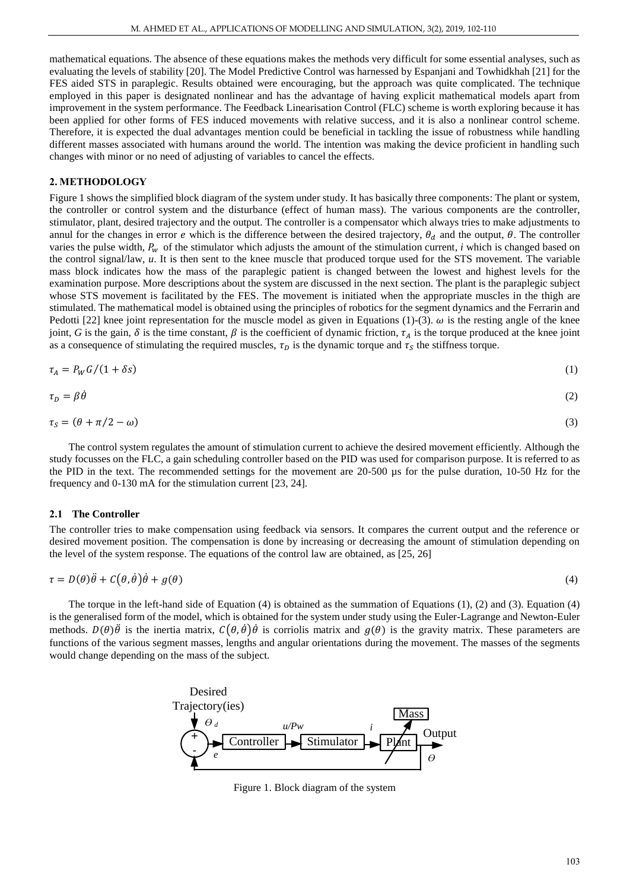mathematical equations. The absence of these equations makes the methods very difficult for some essential analyses, such as evaluating the levels of stability [20]. The Model Predictive Control was harnessed by Espanjani and Towhidkhah [21] for the FES aided STS in paraplegic. Results obtained were encouraging, but the approach was quite complicated. The technique employed in this paper is designated nonlinear and has the advantage of having explicit mathematical models apart from improvement in the system performance. The Feedback Linearisation Control (FLC) scheme is worth exploring because it has been applied for other forms of FES induced movements with relative success, and it is also a nonlinear control scheme. Therefore, it is expected the dual advantages mention could be beneficial in tackling the issue of robustness while handling different masses associated with humans around the world. The intention was making the device proficient in handling such changes with minor or no need of adjusting of variables to cancel the effects.

## 2. METHODOLOGY

Figure 1 shows the simplified block diagram of the system under study. It has basically three components: The plant or system, the controller or control system and the disturbance (effect of human mass). The various components are the controller, stimulator, plant, desired trajectory and the output. The controller is a compensator which always tries to make adjustments to annul for the changes in error $e$ which is the difference between the desired trajectory, $\theta_d$ and the output, $\theta$. The controller varies the pulse width, $P_w$ of the stimulator which adjusts the amount of the stimulation current, $i$ which is changed based on the control signal/law, $u$. It is then sent to the knee muscle that produced torque used for the STS movement. The variable mass block indicates how the mass of the paraplegic patient is changed between the lowest and highest levels for the examination purpose. More descriptions about the system are discussed in the next section. The plant is the paraplegic subject whose STS movement is facilitated by the FES. The movement is initiated when the appropriate muscles in the thigh are stimulated. The mathematical model is obtained using the principles of robotics for the segment dynamics and the Ferrarin and Pedotti [22] knee joint representation for the muscle model as given in Equations (1)-(3). $\omega$ is the resting angle of the knee joint, $G$ is the gain, $\delta$ is the time constant, $\beta$ is the coefficient of dynamic friction, $\tau_A$ is the torque produced at the knee joint as a consequence of stimulating the required muscles, $\tau_D$ is the dynamic torque and $\tau_S$ the stiffness torque.

$$\tau_A = P_W G/(1 + \delta s) \tag{1}$$

$$\tau_D = \beta\dot{\theta} \tag{2}$$

$$\tau_S = (\theta + \pi/2 - \omega) \tag{3}$$

The control system regulates the amount of stimulation current to achieve the desired movement efficiently. Although the study focusses on the FLC, a gain scheduling controller based on the PID was used for comparison purpose. It is referred to as the PID in the text. The recommended settings for the movement are 20-500 µs for the pulse duration, 10-50 Hz for the frequency and 0-130 mA for the stimulation current [23, 24].

### 2.1 The Controller

The controller tries to make compensation using feedback via sensors. It compares the current output and the reference or desired movement position. The compensation is done by increasing or decreasing the amount of stimulation depending on the level of the system response. The equations of the control law are obtained, as [25, 26]

$$\tau = D(\theta)\ddot{\theta} + C(\theta, \dot{\theta})\dot{\theta} + g(\theta) \tag{4}$$

The torque in the left-hand side of Equation (4) is obtained as the summation of Equations (1), (2) and (3). Equation (4) is the generalised form of the model, which is obtained for the system under study using the Euler-Lagrange and Newton-Euler methods. $D(\theta)\ddot{\theta}$ is the inertia matrix, $C(\theta, \dot{\theta})\dot{\theta}$ is corriolis matrix and $g(\theta)$ is the gravity matrix. These parameters are functions of the various segment masses, lengths and angular orientations during the movement. The masses of the segments would change depending on the mass of the subject.

Figure 1. Block diagram of the system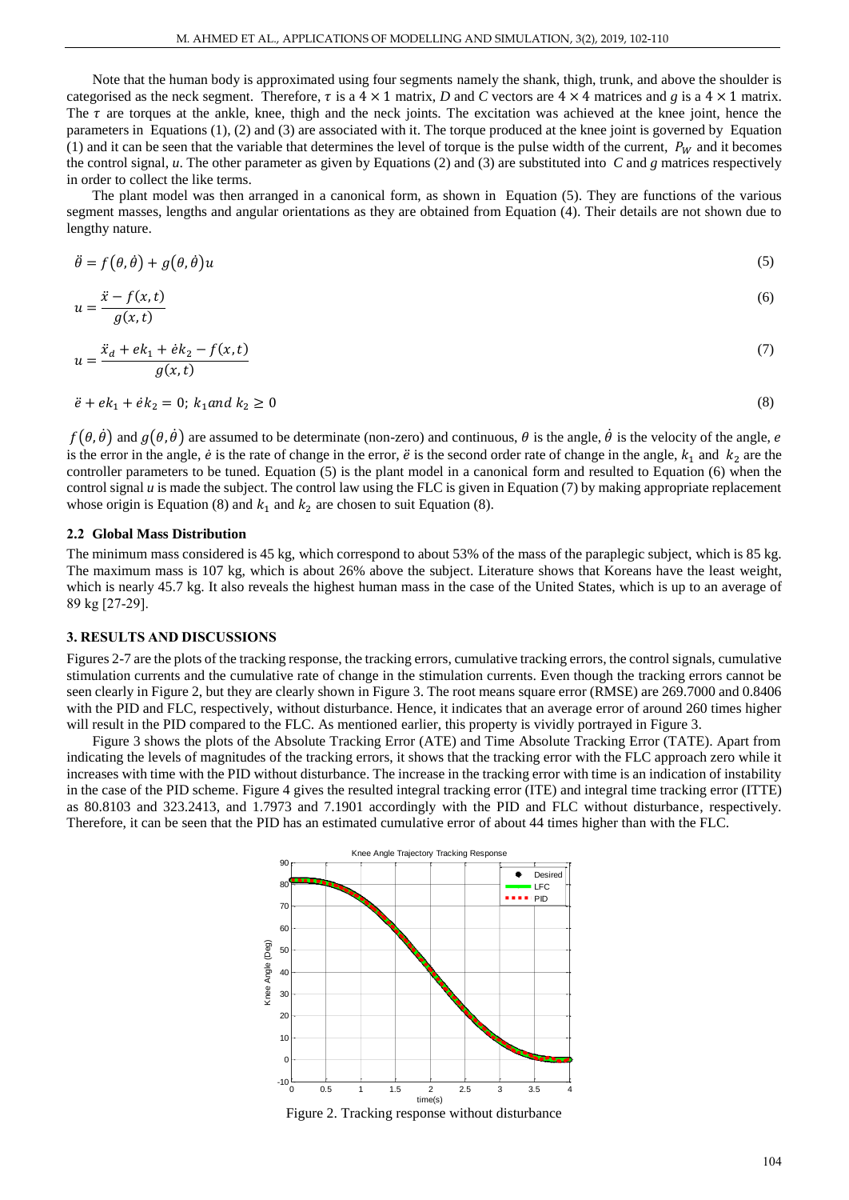Note that the human body is approximated using four segments namely the shank, thigh, trunk, and above the shoulder is categorised as the neck segment. Therefore, $\tau$ is a $4 \times 1$ matrix, *D* and *C* vectors are $4 \times 4$ matrices and *g* is a $4 \times 1$ matrix. The $\tau$ are torques at the ankle, knee, thigh and the neck joints. The excitation was achieved at the knee joint, hence the parameters in Equations (1), (2) and (3) are associated with it. The torque produced at the knee joint is governed by Equation (1) and it can be seen that the variable that determines the level of torque is the pulse width of the current, $P_W$ and it becomes the control signal, *u*. The other parameter as given by Equations (2) and (3) are substituted into *C* and *g* matrices respectively in order to collect the like terms.

The plant model was then arranged in a canonical form, as shown in Equation (5). They are functions of the various segment masses, lengths and angular orientations as they are obtained from Equation (4). Their details are not shown due to lengthy nature.

$$\ddot{\theta} = f(\theta, \dot{\theta}) + g(\theta, \dot{\theta})u \tag{5}$$

$$u = \frac{\ddot{x} - f(x,t)}{g(x,t)} \tag{6}$$

$$u = \frac{\ddot{x}_d + ek_1 + \dot{e}k_2 - f(x,t)}{g(x,t)} \tag{7}$$

$$\ddot{e} + ek_1 + \dot{e}k_2 = 0;\ k_1 and\ k_2 \geq 0 \tag{8}$$

$f(\theta, \dot{\theta})$ and $g(\theta, \dot{\theta})$ are assumed to be determinate (non-zero) and continuous, $\theta$ is the angle, $\dot{\theta}$ is the velocity of the angle, $e$ is the error in the angle, $\dot{e}$ is the rate of change in the error, $\ddot{e}$ is the second order rate of change in the angle, $k_1$ and $k_2$ are the controller parameters to be tuned. Equation (5) is the plant model in a canonical form and resulted to Equation (6) when the control signal *u* is made the subject. The control law using the FLC is given in Equation (7) by making appropriate replacement whose origin is Equation (8) and $k_1$ and $k_2$ are chosen to suit Equation (8).

### 2.2 Global Mass Distribution

The minimum mass considered is 45 kg, which correspond to about 53% of the mass of the paraplegic subject, which is 85 kg. The maximum mass is 107 kg, which is about 26% above the subject. Literature shows that Koreans have the least weight, which is nearly 45.7 kg. It also reveals the highest human mass in the case of the United States, which is up to an average of 89 kg [27-29].

## 3. RESULTS AND DISCUSSIONS

Figures 2-7 are the plots of the tracking response, the tracking errors, cumulative tracking errors, the control signals, cumulative stimulation currents and the cumulative rate of change in the stimulation currents. Even though the tracking errors cannot be seen clearly in Figure 2, but they are clearly shown in Figure 3. The root means square error (RMSE) are 269.7000 and 0.8406 with the PID and FLC, respectively, without disturbance. Hence, it indicates that an average error of around 260 times higher will result in the PID compared to the FLC. As mentioned earlier, this property is vividly portrayed in Figure 3.

Figure 3 shows the plots of the Absolute Tracking Error (ATE) and Time Absolute Tracking Error (TATE). Apart from indicating the levels of magnitudes of the tracking errors, it shows that the tracking error with the FLC approach zero while it increases with time with the PID without disturbance. The increase in the tracking error with time is an indication of instability in the case of the PID scheme. Figure 4 gives the resulted integral tracking error (ITE) and integral time tracking error (ITTE) as 80.8103 and 323.2413, and 1.7973 and 7.1901 accordingly with the PID and FLC without disturbance, respectively. Therefore, it can be seen that the PID has an estimated cumulative error of about 44 times higher than with the FLC.

Figure 2. Tracking response without disturbance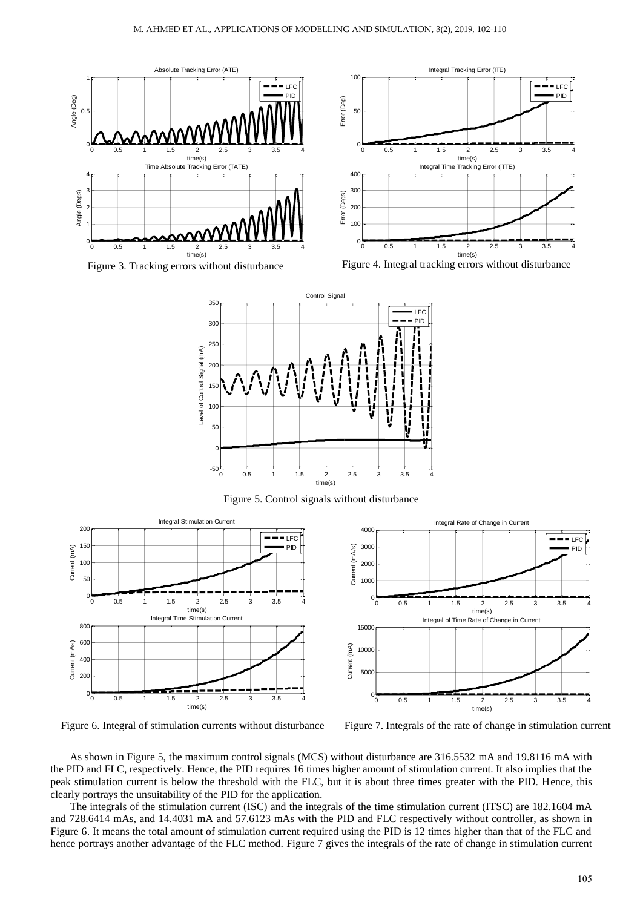Figure 3. Tracking errors without disturbance

Figure 4. Integral tracking errors without disturbance

Figure 5. Control signals without disturbance

Figure 6. Integral of stimulation currents without disturbance

Figure 7. Integrals of the rate of change in stimulation current

As shown in Figure 5, the maximum control signals (MCS) without disturbance are 316.5532 mA and 19.8116 mA with the PID and FLC, respectively. Hence, the PID requires 16 times higher amount of stimulation current. It also implies that the peak stimulation current is below the threshold with the FLC, but it is about three times greater with the PID. Hence, this clearly portrays the unsuitability of the PID for the application.

The integrals of the stimulation current (ISC) and the integrals of the time stimulation current (ITSC) are 182.1604 mA and 728.6414 mAs, and 14.4031 mA and 57.6123 mAs with the PID and FLC respectively without controller, as shown in Figure 6. It means the total amount of stimulation current required using the PID is 12 times higher than that of the FLC and hence portrays another advantage of the FLC method. Figure 7 gives the integrals of the rate of change in stimulation current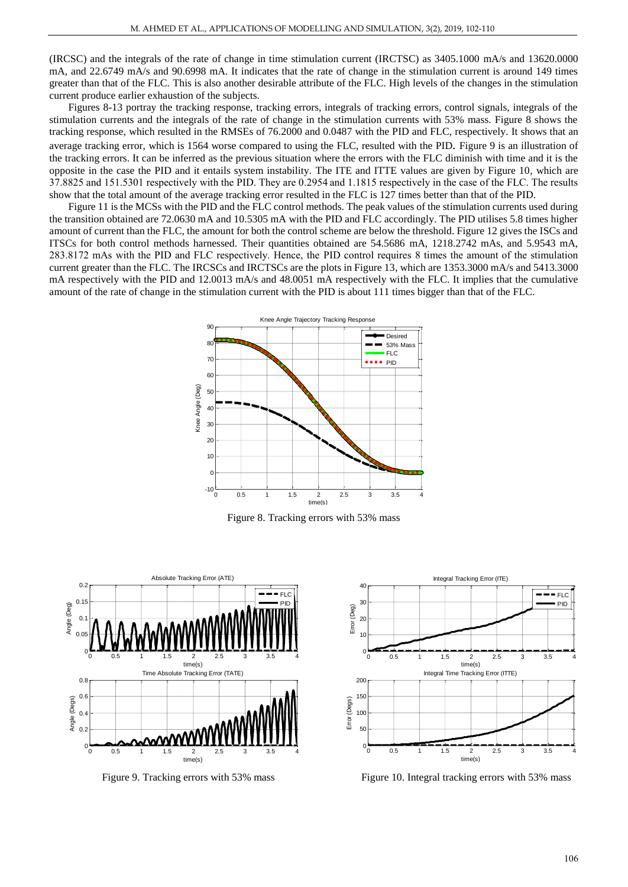(IRCSC) and the integrals of the rate of change in time stimulation current (IRCTSC) as 3405.1000 mA/s and 13620.0000 mA, and 22.6749 mA/s and 90.6998 mA. It indicates that the rate of change in the stimulation current is around 149 times greater than that of the FLC. This is also another desirable attribute of the FLC. High levels of the changes in the stimulation current produce earlier exhaustion of the subjects.

Figures 8-13 portray the tracking response, tracking errors, integrals of tracking errors, control signals, integrals of the stimulation currents and the integrals of the rate of change in the stimulation currents with 53% mass. Figure 8 shows the tracking response, which resulted in the RMSEs of 76.2000 and 0.0487 with the PID and FLC, respectively. It shows that an average tracking error, which is 1564 worse compared to using the FLC, resulted with the PID. Figure 9 is an illustration of the tracking errors. It can be inferred as the previous situation where the errors with the FLC diminish with time and it is the opposite in the case the PID and it entails system instability. The ITE and ITTE values are given by Figure 10, which are 37.8825 and 151.5301 respectively with the PID. They are 0.2954 and 1.1815 respectively in the case of the FLC. The results show that the total amount of the average tracking error resulted in the FLC is 127 times better than that of the PID.

Figure 11 is the MCSs with the PID and the FLC control methods. The peak values of the stimulation currents used during the transition obtained are 72.0630 mA and 10.5305 mA with the PID and FLC accordingly. The PID utilises 5.8 times higher amount of current than the FLC, the amount for both the control scheme are below the threshold. Figure 12 gives the ISCs and ITSCs for both control methods harnessed. Their quantities obtained are 54.5686 mA, 1218.2742 mAs, and 5.9543 mA, 283.8172 mAs with the PID and FLC respectively. Hence, the PID control requires 8 times the amount of the stimulation current greater than the FLC. The IRCSCs and IRCTSCs are the plots in Figure 13, which are 1353.3000 mA/s and 5413.3000 mA respectively with the PID and 12.0013 mA/s and 48.0051 mA respectively with the FLC. It implies that the cumulative amount of the rate of change in the stimulation current with the PID is about 111 times bigger than that of the FLC.

Figure 8. Tracking errors with 53% mass

Figure 9. Tracking errors with 53% mass

Figure 10. Integral tracking errors with 53% mass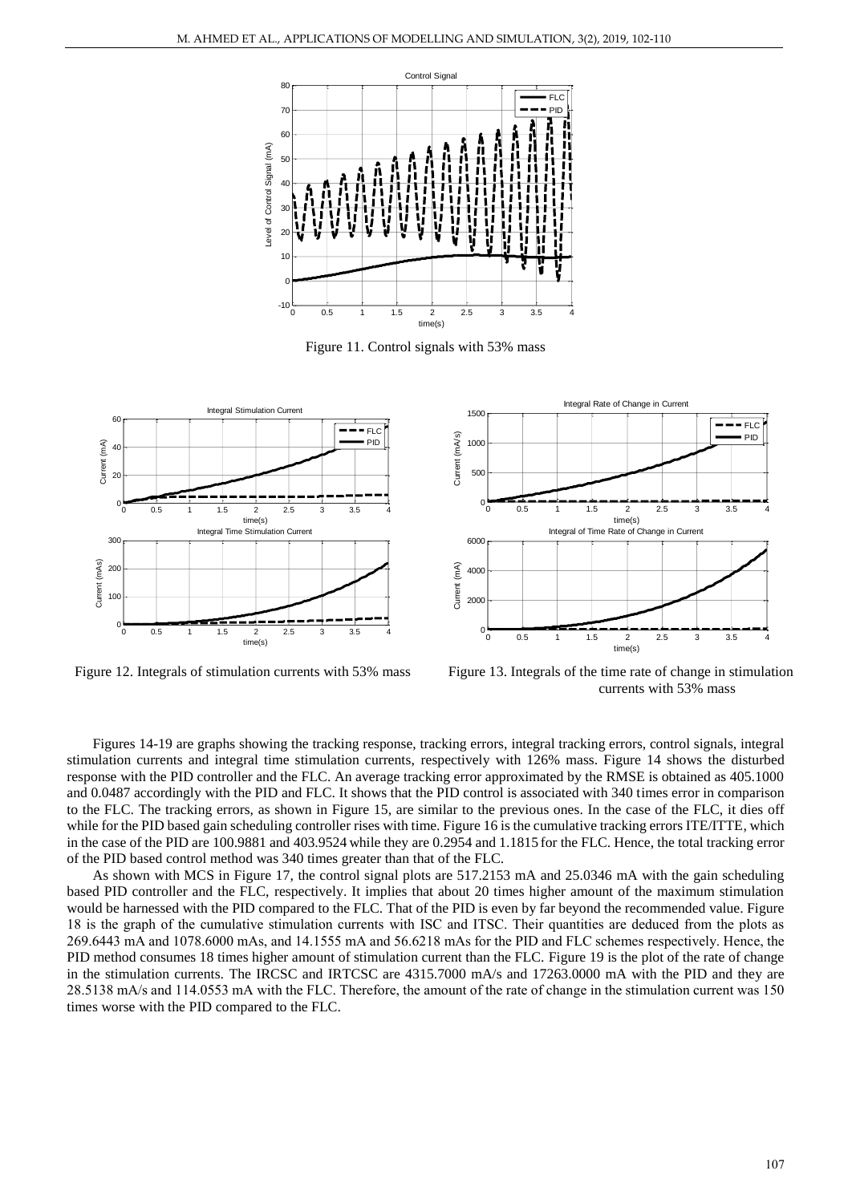Figure 11. Control signals with 53% mass

Figure 12. Integrals of stimulation currents with 53% mass

Figure 13. Integrals of the time rate of change in stimulation currents with 53% mass

Figures 14-19 are graphs showing the tracking response, tracking errors, integral tracking errors, control signals, integral stimulation currents and integral time stimulation currents, respectively with 126% mass. Figure 14 shows the disturbed response with the PID controller and the FLC. An average tracking error approximated by the RMSE is obtained as 405.1000 and 0.0487 accordingly with the PID and FLC. It shows that the PID control is associated with 340 times error in comparison to the FLC. The tracking errors, as shown in Figure 15, are similar to the previous ones. In the case of the FLC, it dies off while for the PID based gain scheduling controller rises with time. Figure 16 is the cumulative tracking errors ITE/ITTE, which in the case of the PID are 100.9881 and 403.9524 while they are 0.2954 and 1.1815 for the FLC. Hence, the total tracking error of the PID based control method was 340 times greater than that of the FLC.

As shown with MCS in Figure 17, the control signal plots are 517.2153 mA and 25.0346 mA with the gain scheduling based PID controller and the FLC, respectively. It implies that about 20 times higher amount of the maximum stimulation would be harnessed with the PID compared to the FLC. That of the PID is even by far beyond the recommended value. Figure 18 is the graph of the cumulative stimulation currents with ISC and ITSC. Their quantities are deduced from the plots as 269.6443 mA and 1078.6000 mAs, and 14.1555 mA and 56.6218 mAs for the PID and FLC schemes respectively. Hence, the PID method consumes 18 times higher amount of stimulation current than the FLC. Figure 19 is the plot of the rate of change in the stimulation currents. The IRCSC and IRTCSC are 4315.7000 mA/s and 17263.0000 mA with the PID and they are 28.5138 mA/s and 114.0553 mA with the FLC. Therefore, the amount of the rate of change in the stimulation current was 150 times worse with the PID compared to the FLC.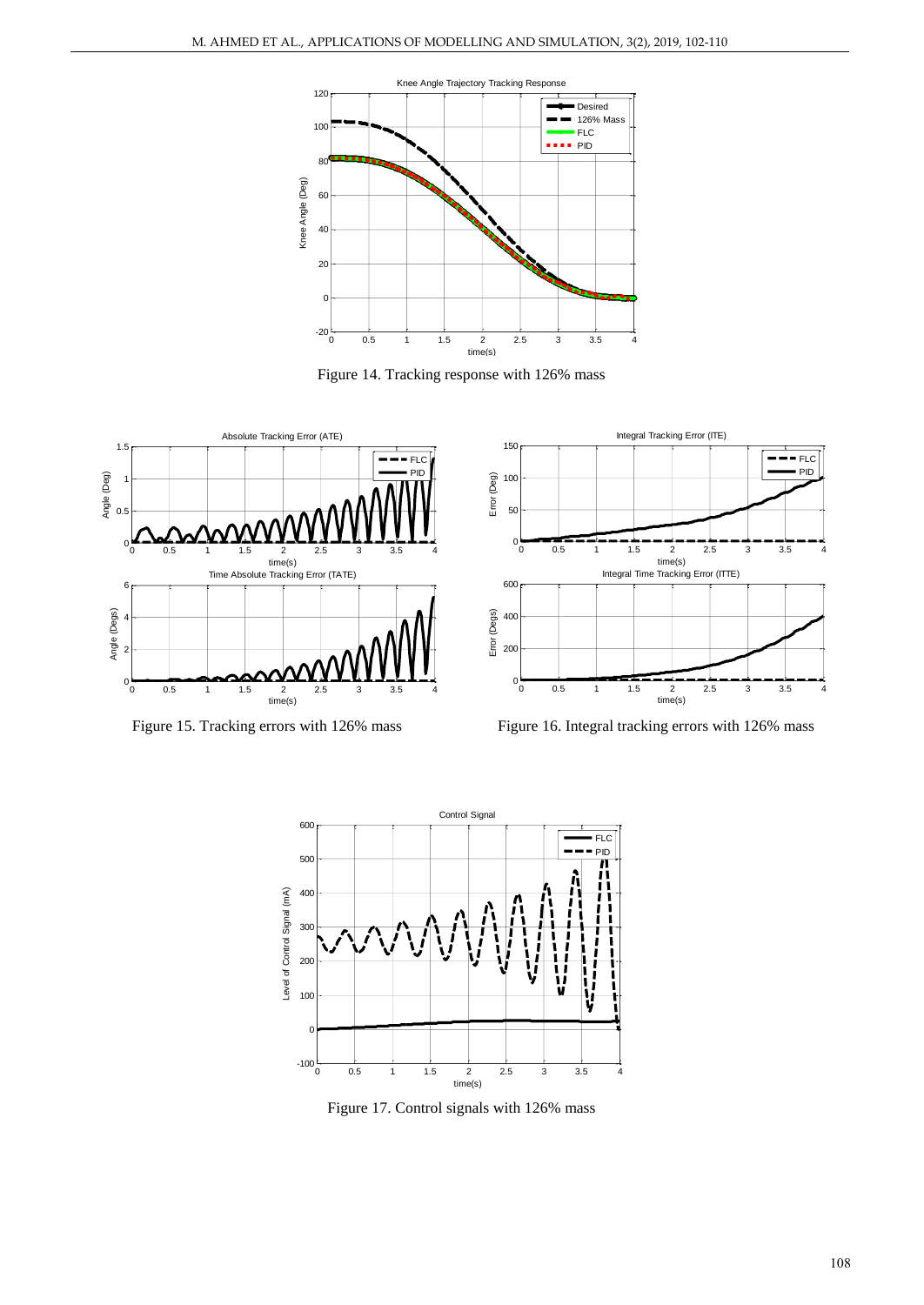Figure 14. Tracking response with 126% mass

Figure 15. Tracking errors with 126% mass

Figure 16. Integral tracking errors with 126% mass

Figure 17. Control signals with 126% mass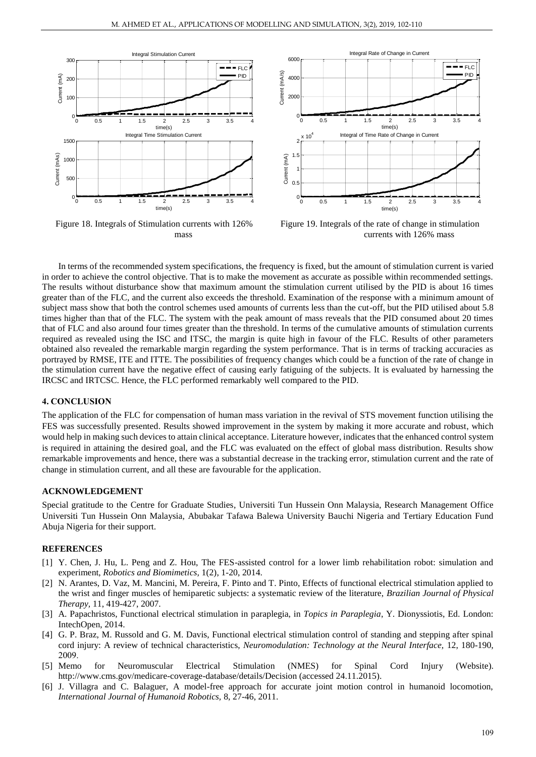Figure 18. Integrals of Stimulation currents with 126% mass

Figure 19. Integrals of the rate of change in stimulation currents with 126% mass

In terms of the recommended system specifications, the frequency is fixed, but the amount of stimulation current is varied in order to achieve the control objective. That is to make the movement as accurate as possible within recommended settings. The results without disturbance show that maximum amount the stimulation current utilised by the PID is about 16 times greater than of the FLC, and the current also exceeds the threshold. Examination of the response with a minimum amount of subject mass show that both the control schemes used amounts of currents less than the cut-off, but the PID utilised about 5.8 times higher than that of the FLC. The system with the peak amount of mass reveals that the PID consumed about 20 times that of FLC and also around four times greater than the threshold. In terms of the cumulative amounts of stimulation currents required as revealed using the ISC and ITSC, the margin is quite high in favour of the FLC. Results of other parameters obtained also revealed the remarkable margin regarding the system performance. That is in terms of tracking accuracies as portrayed by RMSE, ITE and ITTE. The possibilities of frequency changes which could be a function of the rate of change in the stimulation current have the negative effect of causing early fatiguing of the subjects. It is evaluated by harnessing the IRCSC and IRTCSC. Hence, the FLC performed remarkably well compared to the PID.

## 4. CONCLUSION

The application of the FLC for compensation of human mass variation in the revival of STS movement function utilising the FES was successfully presented. Results showed improvement in the system by making it more accurate and robust, which would help in making such devices to attain clinical acceptance. Literature however, indicates that the enhanced control system is required in attaining the desired goal, and the FLC was evaluated on the effect of global mass distribution. Results show remarkable improvements and hence, there was a substantial decrease in the tracking error, stimulation current and the rate of change in stimulation current, and all these are favourable for the application.

## ACKNOWLEDGEMENT

Special gratitude to the Centre for Graduate Studies, Universiti Tun Hussein Onn Malaysia, Research Management Office Universiti Tun Hussein Onn Malaysia, Abubakar Tafawa Balewa University Bauchi Nigeria and Tertiary Education Fund Abuja Nigeria for their support.

## REFERENCES

[1] Y. Chen, J. Hu, L. Peng and Z. Hou, The FES-assisted control for a lower limb rehabilitation robot: simulation and experiment, *Robotics and Biomimetics,* 1(2), 1-20, 2014.

[2] N. Arantes, D. Vaz, M. Mancini, M. Pereira, F. Pinto and T. Pinto, Effects of functional electrical stimulation applied to the wrist and finger muscles of hemiparetic subjects: a systematic review of the literature, *Brazilian Journal of Physical Therapy,* 11, 419-427, 2007.

[3] A. Papachristos, Functional electrical stimulation in paraplegia, in *Topics in Paraplegia*, Y. Dionyssiotis, Ed. London: IntechOpen, 2014.

[4] G. P. Braz, M. Russold and G. M. Davis, Functional electrical stimulation control of standing and stepping after spinal cord injury: A review of technical characteristics, *Neuromodulation: Technology at the Neural Interface,* 12, 180-190, 2009.

[5] Memo for Neuromuscular Electrical Stimulation (NMES) for Spinal Cord Injury (Website). http://www.cms.gov/medicare-coverage-database/details/Decision (accessed 24.11.2015).

[6] J. Villagra and C. Balaguer, A model-free approach for accurate joint motion control in humanoid locomotion, *International Journal of Humanoid Robotics*, 8, 27-46, 2011.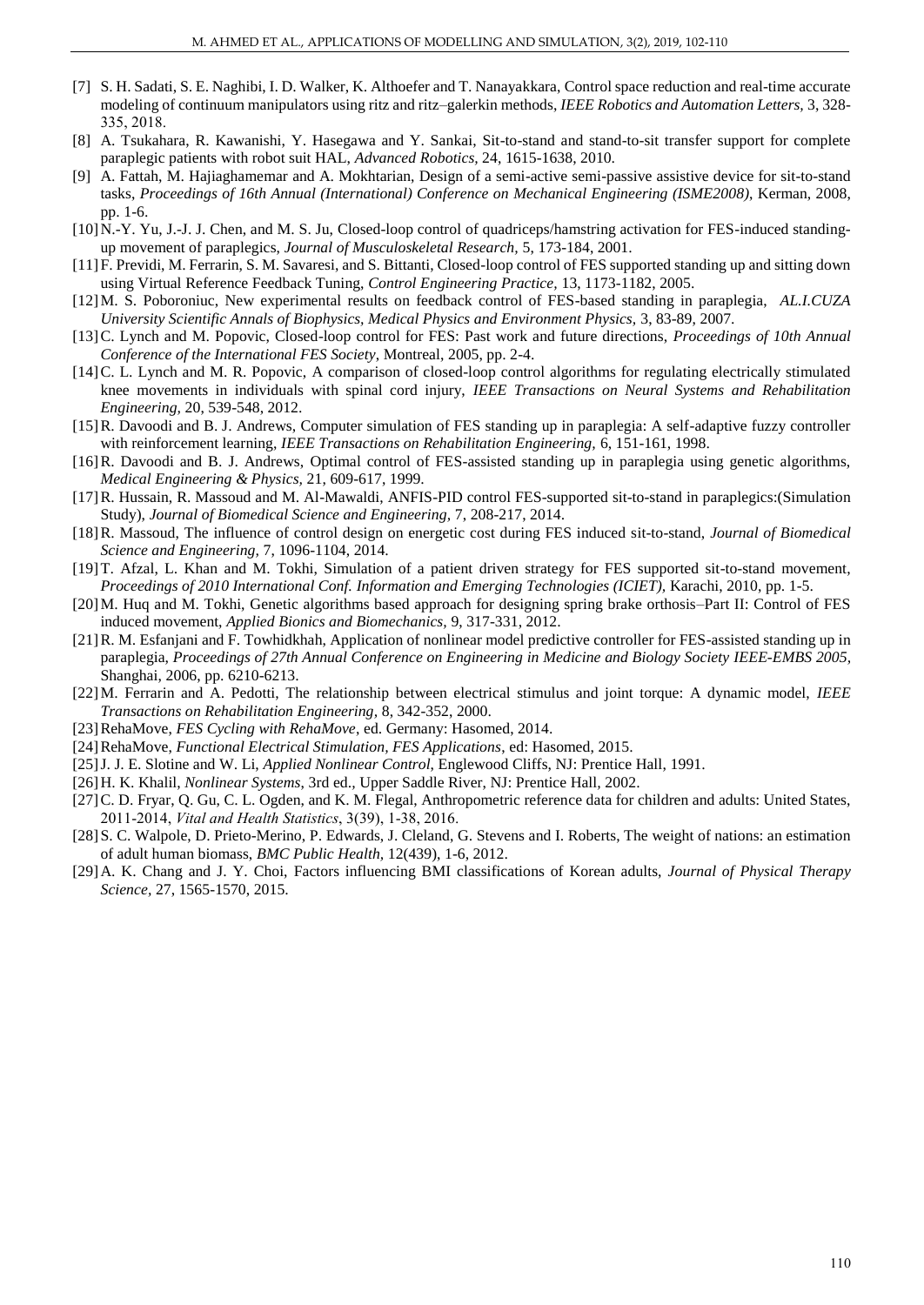[7] S. H. Sadati, S. E. Naghibi, I. D. Walker, K. Althoefer and T. Nanayakkara, Control space reduction and real-time accurate modeling of continuum manipulators using ritz and ritz–galerkin methods, *IEEE Robotics and Automation Letters*, 3, 328-335, 2018.

[8] A. Tsukahara, R. Kawanishi, Y. Hasegawa and Y. Sankai, Sit-to-stand and stand-to-sit transfer support for complete paraplegic patients with robot suit HAL, *Advanced Robotics*, 24, 1615-1638, 2010.

[9] A. Fattah, M. Hajiaghamemar and A. Mokhtarian, Design of a semi-active semi-passive assistive device for sit-to-stand tasks, *Proceedings of 16th Annual (International) Conference on Mechanical Engineering (ISME2008)*, Kerman, 2008, pp. 1-6.

[10] N.-Y. Yu, J.-J. J. Chen, and M. S. Ju, Closed-loop control of quadriceps/hamstring activation for FES-induced standing-up movement of paraplegics, *Journal of Musculoskeletal Research*, 5, 173-184, 2001.

[11] F. Previdi, M. Ferrarin, S. M. Savaresi, and S. Bittanti, Closed-loop control of FES supported standing up and sitting down using Virtual Reference Feedback Tuning, *Control Engineering Practice*, 13, 1173-1182, 2005.

[12] M. S. Poboroniuc, New experimental results on feedback control of FES-based standing in paraplegia, *AL.I.CUZA University Scientific Annals of Biophysics, Medical Physics and Environment Physics*, 3, 83-89, 2007.

[13] C. Lynch and M. Popovic, Closed-loop control for FES: Past work and future directions, *Proceedings of 10th Annual Conference of the International FES Society*, Montreal, 2005, pp. 2-4.

[14] C. L. Lynch and M. R. Popovic, A comparison of closed-loop control algorithms for regulating electrically stimulated knee movements in individuals with spinal cord injury, *IEEE Transactions on Neural Systems and Rehabilitation Engineering*, 20, 539-548, 2012.

[15] R. Davoodi and B. J. Andrews, Computer simulation of FES standing up in paraplegia: A self-adaptive fuzzy controller with reinforcement learning, *IEEE Transactions on Rehabilitation Engineering*, 6, 151-161, 1998.

[16] R. Davoodi and B. J. Andrews, Optimal control of FES-assisted standing up in paraplegia using genetic algorithms, *Medical Engineering & Physics*, 21, 609-617, 1999.

[17] R. Hussain, R. Massoud and M. Al-Mawaldi, ANFIS-PID control FES-supported sit-to-stand in paraplegics:(Simulation Study), *Journal of Biomedical Science and Engineering*, 7, 208-217, 2014.

[18] R. Massoud, The influence of control design on energetic cost during FES induced sit-to-stand, *Journal of Biomedical Science and Engineering*, 7, 1096-1104, 2014.

[19] T. Afzal, L. Khan and M. Tokhi, Simulation of a patient driven strategy for FES supported sit-to-stand movement, *Proceedings of 2010 International Conf. Information and Emerging Technologies (ICIET)*, Karachi, 2010, pp. 1-5.

[20] M. Huq and M. Tokhi, Genetic algorithms based approach for designing spring brake orthosis–Part II: Control of FES induced movement, *Applied Bionics and Biomechanics*, 9, 317-331, 2012.

[21] R. M. Esfanjani and F. Towhidkhah, Application of nonlinear model predictive controller for FES-assisted standing up in paraplegia, *Proceedings of 27th Annual Conference on Engineering in Medicine and Biology Society IEEE-EMBS 2005*, Shanghai, 2006, pp. 6210-6213.

[22] M. Ferrarin and A. Pedotti, The relationship between electrical stimulus and joint torque: A dynamic model, *IEEE Transactions on Rehabilitation Engineering*, 8, 342-352, 2000.

[23] RehaMove, *FES Cycling with RehaMove*, ed. Germany: Hasomed, 2014.

[24] RehaMove, *Functional Electrical Stimulation, FES Applications*, ed: Hasomed, 2015.

[25] J. J. E. Slotine and W. Li, *Applied Nonlinear Control*, Englewood Cliffs, NJ: Prentice Hall, 1991.

[26] H. K. Khalil, *Nonlinear Systems*, 3rd ed., Upper Saddle River, NJ: Prentice Hall, 2002.

[27] C. D. Fryar, Q. Gu, C. L. Ogden, and K. M. Flegal, Anthropometric reference data for children and adults: United States, 2011-2014, *Vital and Health Statistics*, 3(39), 1-38, 2016.

[28] S. C. Walpole, D. Prieto-Merino, P. Edwards, J. Cleland, G. Stevens and I. Roberts, The weight of nations: an estimation of adult human biomass, *BMC Public Health*, 12(439), 1-6, 2012.

[29] A. K. Chang and J. Y. Choi, Factors influencing BMI classifications of Korean adults, *Journal of Physical Therapy Science*, 27, 1565-1570, 2015.